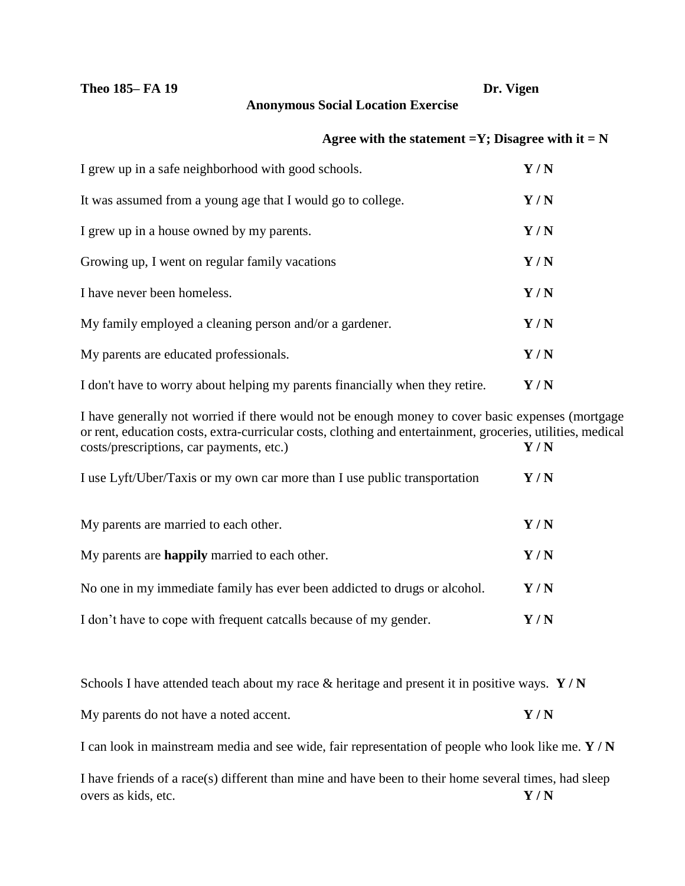**Theo 185– FA 19** **Dr. Vigen**

## Anonymous Social Location Exercise

**Agree with the statement =Y; Disagree with it = N**

I grew up in a safe neighborhood with good schools. **Y / N**

It was assumed from a young age that I would go to college. **Y / N**

I grew up in a house owned by my parents. **Y / N**

Growing up, I went on regular family vacations **Y / N**

I have never been homeless. **Y / N**

My family employed a cleaning person and/or a gardener. **Y / N**

My parents are educated professionals. **Y / N**

I don't have to worry about helping my parents financially when they retire. **Y / N**

I have generally not worried if there would not be enough money to cover basic expenses (mortgage or rent, education costs, extra-curricular costs, clothing and entertainment, groceries, utilities, medical costs/prescriptions, car payments, etc.) **Y / N**

I use Lyft/Uber/Taxis or my own car more than I use public transportation **Y / N**

My parents are married to each other. **Y / N**

My parents are **happily** married to each other. **Y / N**

No one in my immediate family has ever been addicted to drugs or alcohol. **Y / N**

I don't have to cope with frequent catcalls because of my gender. **Y / N**

Schools I have attended teach about my race & heritage and present it in positive ways. **Y / N**

My parents do not have a noted accent. **Y / N**

I can look in mainstream media and see wide, fair representation of people who look like me. **Y / N**

I have friends of a race(s) different than mine and have been to their home several times, had sleep overs as kids, etc. **Y / N**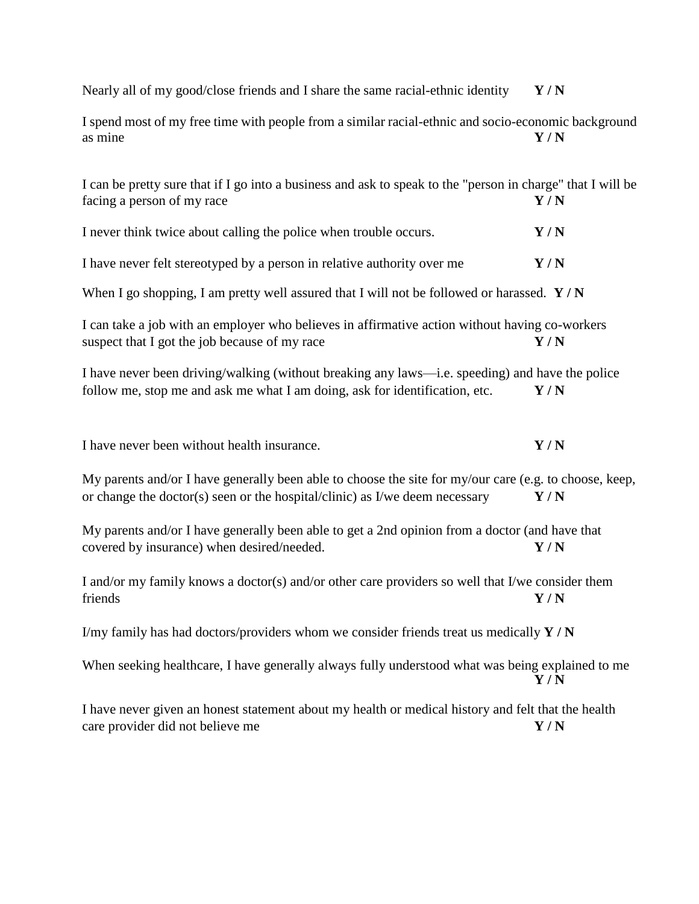Nearly all of my good/close friends and I share the same racial-ethnic identity **Y / N**

I spend most of my free time with people from a similar racial-ethnic and socio-economic background as mine **Y / N**

I can be pretty sure that if I go into a business and ask to speak to the "person in charge" that I will be facing a person of my race **Y / N**

I never think twice about calling the police when trouble occurs. **Y / N**

I have never felt stereotyped by a person in relative authority over me **Y / N**

When I go shopping, I am pretty well assured that I will not be followed or harassed. **Y / N**

I can take a job with an employer who believes in affirmative action without having co-workers suspect that I got the job because of my race **Y / N**

I have never been driving/walking (without breaking any laws—i.e. speeding) and have the police follow me, stop me and ask me what I am doing, ask for identification, etc. **Y / N**

I have never been without health insurance. **Y / N**

My parents and/or I have generally been able to choose the site for my/our care (e.g. to choose, keep, or change the doctor(s) seen or the hospital/clinic) as I/we deem necessary **Y / N**

My parents and/or I have generally been able to get a 2nd opinion from a doctor (and have that covered by insurance) when desired/needed. **Y / N**

I and/or my family knows a doctor(s) and/or other care providers so well that I/we consider them friends **Y / N**

I/my family has had doctors/providers whom we consider friends treat us medically **Y / N**

When seeking healthcare, I have generally always fully understood what was being explained to me **Y / N**

I have never given an honest statement about my health or medical history and felt that the health care provider did not believe me **Y / N**